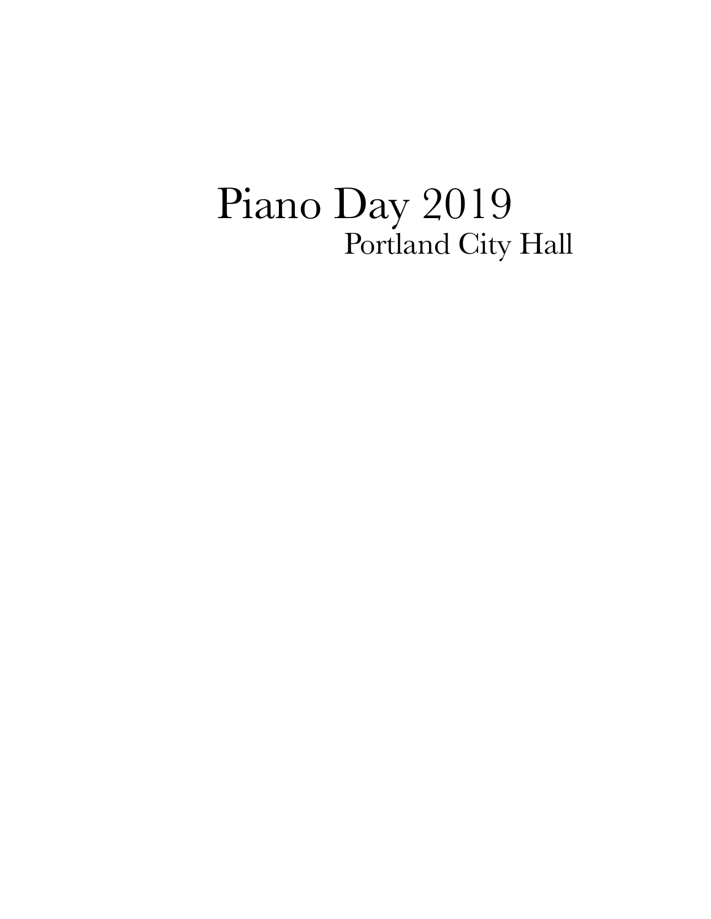# Piano Day 2019

## Portland City Hall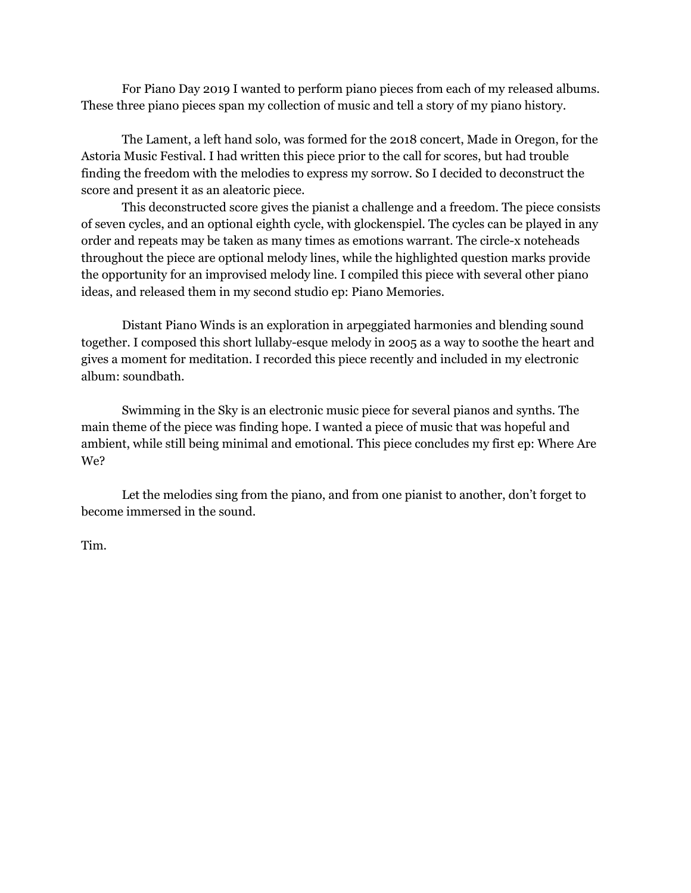For Piano Day 2019 I wanted to perform piano pieces from each of my released albums. These three piano pieces span my collection of music and tell a story of my piano history.

The Lament, a left hand solo, was formed for the 2018 concert, Made in Oregon, for the Astoria Music Festival. I had written this piece prior to the call for scores, but had trouble finding the freedom with the melodies to express my sorrow. So I decided to deconstruct the score and present it as an aleatoric piece.

This deconstructed score gives the pianist a challenge and a freedom. The piece consists of seven cycles, and an optional eighth cycle, with glockenspiel. The cycles can be played in any order and repeats may be taken as many times as emotions warrant. The circle-x noteheads throughout the piece are optional melody lines, while the highlighted question marks provide the opportunity for an improvised melody line. I compiled this piece with several other piano ideas, and released them in my second studio ep: Piano Memories.

Distant Piano Winds is an exploration in arpeggiated harmonies and blending sound together. I composed this short lullaby-esque melody in 2005 as a way to soothe the heart and gives a moment for meditation. I recorded this piece recently and included in my electronic album: soundbath.

Swimming in the Sky is an electronic music piece for several pianos and synths. The main theme of the piece was finding hope. I wanted a piece of music that was hopeful and ambient, while still being minimal and emotional. This piece concludes my first ep: Where Are We?

Let the melodies sing from the piano, and from one pianist to another, don't forget to become immersed in the sound.

Tim.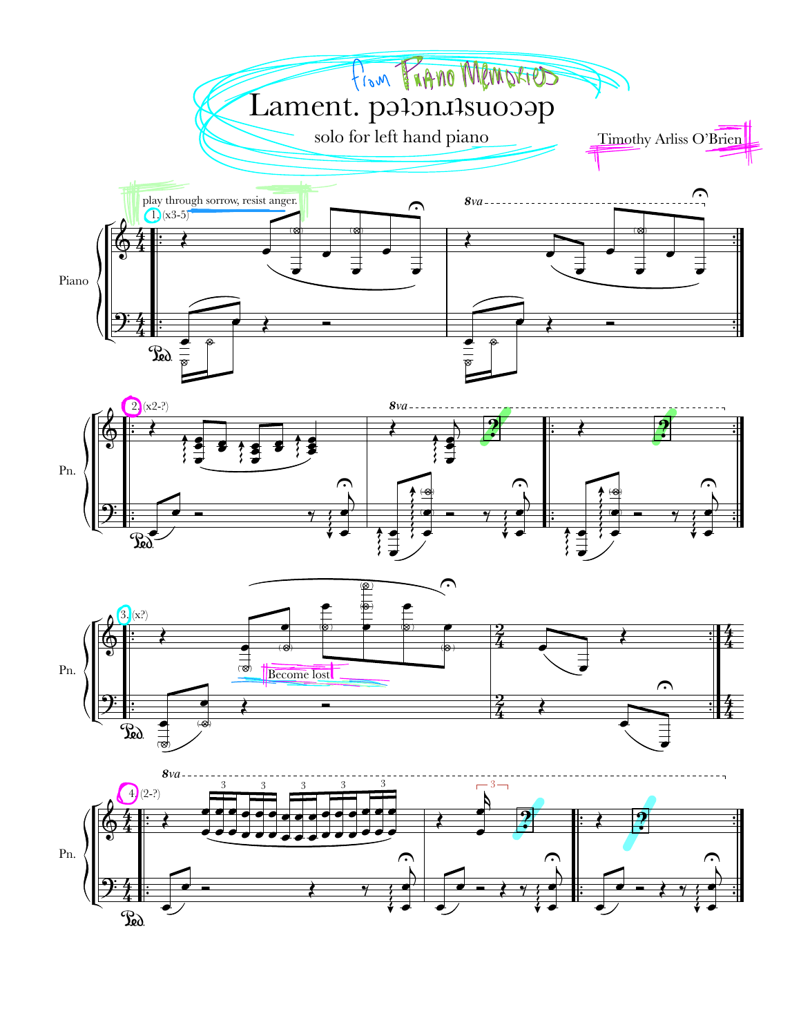from Piano Memories

# Lament. pǝʇɔnɹʇsuoɔǝp

solo for left hand piano

Timothy Arliss O'Brien

play through sorrow, resist anger.

1. (x3-5)

8va

Piano

Ped.

2. (x2-?)

8va

Pn.

Ped.

3. (x?)

Become lost

Pn.

Ped.

4. (2-?)

8va

Pn.

Ped.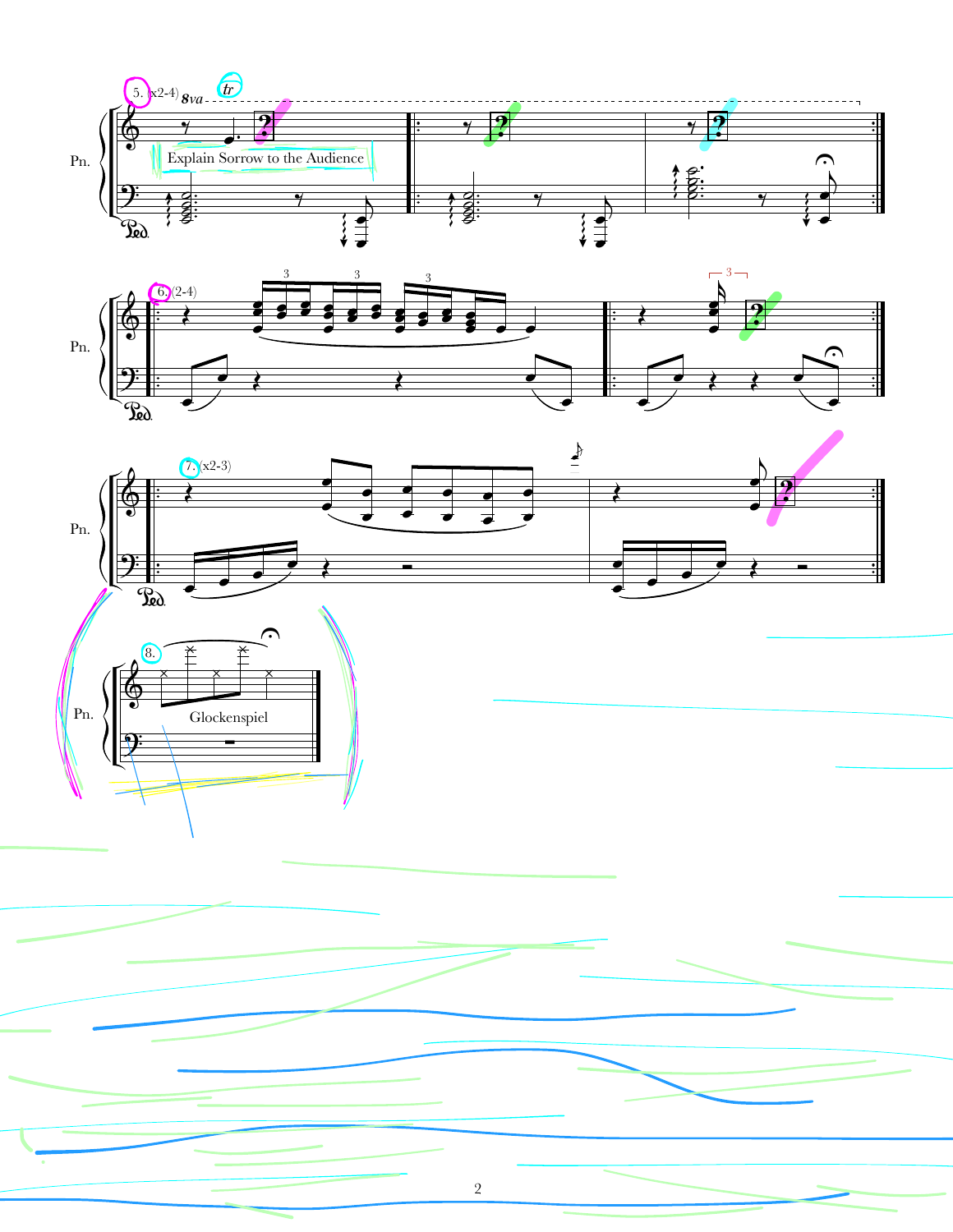5. (x2-4) *8va* *tr*

Pn.

Explain Sorrow to the Audience

6. (2-4)

Pn.

7. (x2-3)

Pn.

8.

Pn.

Glockenspiel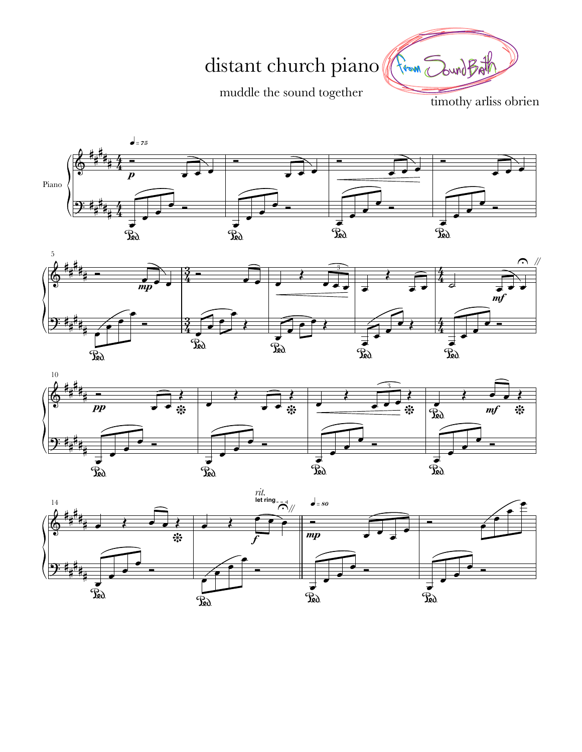# distant church piano

muddle the sound together

timothy arliss obrien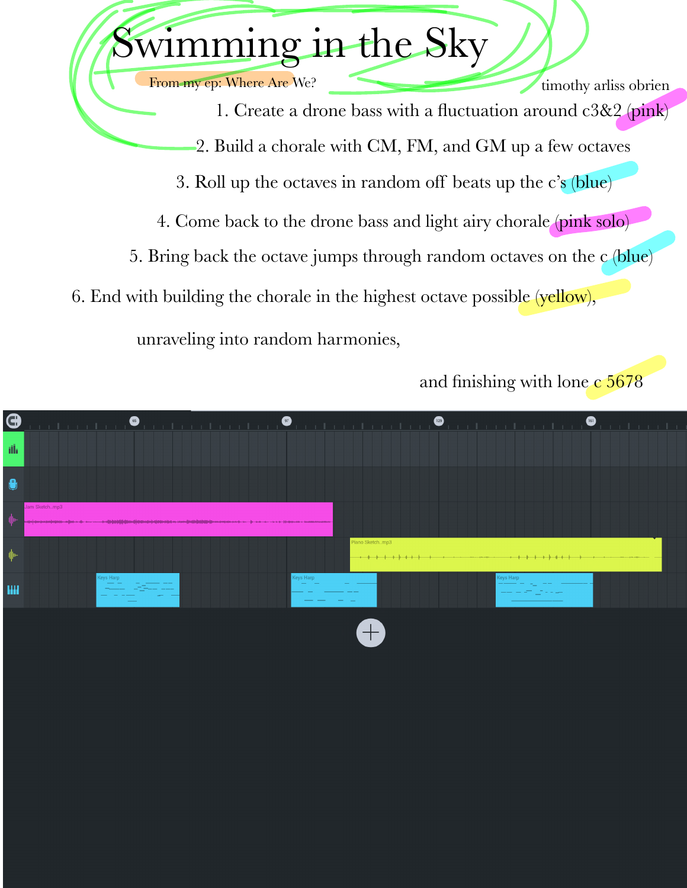# Swimming in the Sky

From my ep: Where Are We?

timothy arliss obrien

1. Create a drone bass with a fluctuation around c3&2 (pink)
2. Build a chorale with CM, FM, and GM up a few octaves
3. Roll up the octaves in random off beats up the c's (blue)
4. Come back to the drone bass and light airy chorale (pink solo)
5. Bring back the octave jumps through random octaves on the c (blue)
6. End with building the chorale in the highest octave possible (yellow),

unraveling into random harmonies,

and finishing with lone c 5678

65

97

129

161

Jam Sketch..mp3

Piano Sketch..mp3

Keys Harp

Keys Harp

Keys Harp